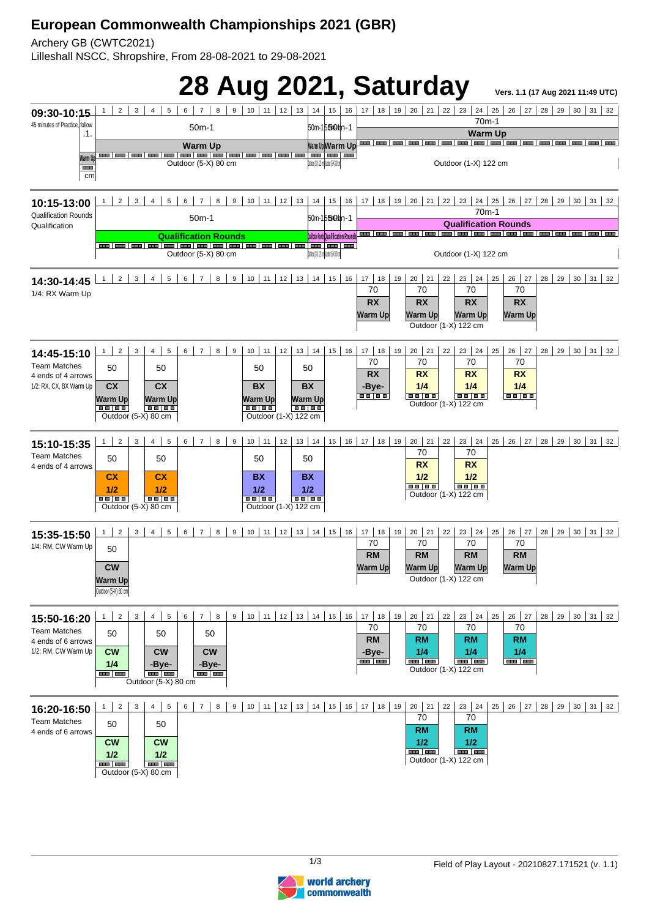# European Commonwealth Championships 2021 (GBR)

Archery GB (CWTC2021)

Lilleshall NSCC, Shropshire, From 28-08-2021 to 29-08-2021

# 28 Aug 2021, Saturday

Vers. 1.1 (17 Aug 2021 11:49 UTC)

### 09:30-10:15

45 minutes of Practice, follow .1.

| Targets | Distance | Activity | Face |
|---|---|---|---|
| 1-13 | 50m-1 | Warm Up | Outdoor (5-X) 80 cm |
| 14-16 | 50m-1 | Warm Up | Outdoor (1-X) 122 cm / Outdoor (5-X) 80 cm |
| 17-32 | 70m-1 | Warm Up | Outdoor (1-X) 122 cm |

### 10:15-13:00

Qualification Rounds

Qualification

| Targets | Distance | Activity | Face |
|---|---|---|---|
| 1-13 | 50m-1 | Qualification Rounds | Outdoor (5-X) 80 cm |
| 14-16 | 50m-1 | Qualification Rounds | Outdoor (1-X) 122 cm / Outdoor (5-X) 80 cm |
| 17-32 | 70m-1 | Qualification Rounds | Outdoor (1-X) 122 cm |

### 14:30-14:45

1/4: RX Warm Up

| Targets | Distance | Division | Activity | Face |
|---|---|---|---|---|
| 17-18 | 70 | RX | Warm Up | Outdoor (1-X) 122 cm |
| 20-21 | 70 | RX | Warm Up | Outdoor (1-X) 122 cm |
| 23-24 | 70 | RX | Warm Up | Outdoor (1-X) 122 cm |
| 26-27 | 70 | RX | Warm Up | Outdoor (1-X) 122 cm |

### 14:45-15:10

Team Matches

4 ends of 4 arrows

1/2: RX, CX, BX Warm Up

| Targets | Distance | Division | Activity | Face |
|---|---|---|---|---|
| 1-2 | 50 | CX | Warm Up | Outdoor (5-X) 80 cm |
| 4-5 | 50 | CX | Warm Up | Outdoor (5-X) 80 cm |
| 10-11 | 50 | BX | Warm Up | Outdoor (1-X) 122 cm |
| 13-14 | 50 | BX | Warm Up | Outdoor (1-X) 122 cm |
| 17-18 | 70 | RX | -Bye- | Outdoor (1-X) 122 cm |
| 20-21 | 70 | RX | 1/4 | Outdoor (1-X) 122 cm |
| 23-24 | 70 | RX | 1/4 | Outdoor (1-X) 122 cm |
| 26-27 | 70 | RX | 1/4 | Outdoor (1-X) 122 cm |

### 15:10-15:35

Team Matches

4 ends of 4 arrows

| Targets | Distance | Division | Activity | Face |
|---|---|---|---|---|
| 1-2 | 50 | CX | 1/2 | Outdoor (5-X) 80 cm |
| 4-5 | 50 | CX | 1/2 | Outdoor (5-X) 80 cm |
| 10-11 | 50 | BX | 1/2 | Outdoor (1-X) 122 cm |
| 13-14 | 50 | BX | 1/2 | Outdoor (1-X) 122 cm |
| 20-21 | 70 | RX | 1/2 | Outdoor (1-X) 122 cm |
| 23-24 | 70 | RX | 1/2 | Outdoor (1-X) 122 cm |

### 15:35-15:50

1/4: RM, CW Warm Up

| Targets | Distance | Division | Activity | Face |
|---|---|---|---|---|
| 1-2 | 50 | CW | Warm Up | Outdoor (5-X) 80 cm |
| 17-18 | 70 | RM | Warm Up | Outdoor (1-X) 122 cm |
| 20-21 | 70 | RM | Warm Up | Outdoor (1-X) 122 cm |
| 23-24 | 70 | RM | Warm Up | Outdoor (1-X) 122 cm |
| 26-27 | 70 | RM | Warm Up | Outdoor (1-X) 122 cm |

### 15:50-16:20

Team Matches

4 ends of 6 arrows

1/2: RM, CW Warm Up

| Targets | Distance | Division | Activity | Face |
|---|---|---|---|---|
| 1-2 | 50 | CW | 1/4 | Outdoor (5-X) 80 cm |
| 4-5 | 50 | CW | -Bye- | Outdoor (5-X) 80 cm |
| 7-8 | 50 | CW | -Bye- | Outdoor (5-X) 80 cm |
| 17-18 | 70 | RM | -Bye- | Outdoor (1-X) 122 cm |
| 20-21 | 70 | RM | 1/4 | Outdoor (1-X) 122 cm |
| 23-24 | 70 | RM | 1/4 | Outdoor (1-X) 122 cm |
| 26-27 | 70 | RM | 1/4 | Outdoor (1-X) 122 cm |

### 16:20-16:50

Team Matches

4 ends of 6 arrows

| Targets | Distance | Division | Activity | Face |
|---|---|---|---|---|
| 1-2 | 50 | CW | 1/2 | Outdoor (5-X) 80 cm |
| 4-5 | 50 | CW | 1/2 | Outdoor (5-X) 80 cm |
| 20-21 | 70 | RM | 1/2 | Outdoor (1-X) 122 cm |
| 23-24 | 70 | RM | 1/2 | Outdoor (1-X) 122 cm |

Field of Play Layout - 20210827.171521 (v. 1.1)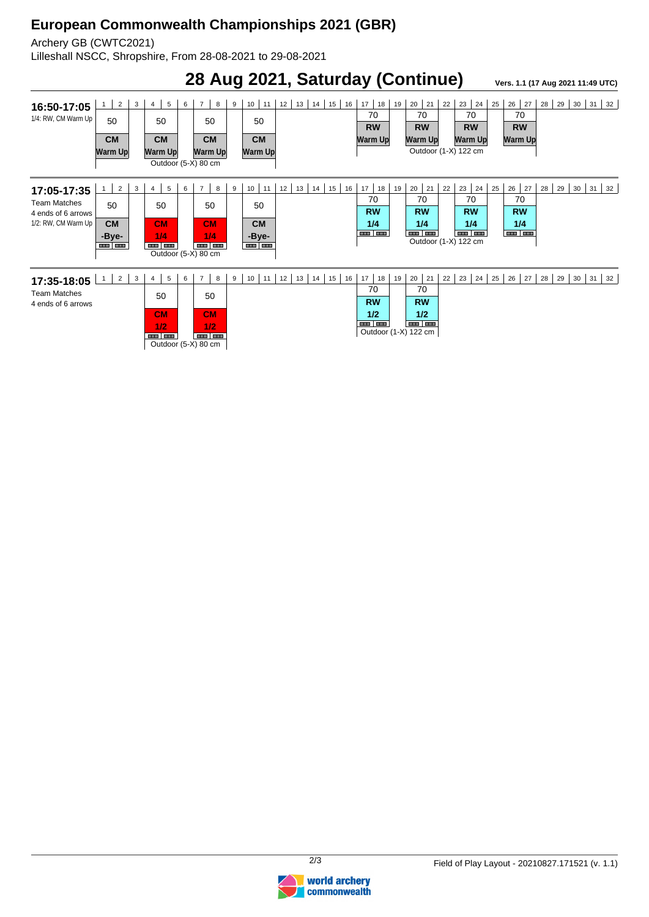# European Commonwealth Championships 2021 (GBR)

Archery GB (CWTC2021)
Lilleshall NSCC, Shropshire, From 28-08-2021 to 29-08-2021

## 28 Aug 2021, Saturday (Continue)

Vers. 1.1 (17 Aug 2021 11:49 UTC)

### 16:50-17:05

1/4: RW, CM Warm Up

| Targets | Distance | Event | Phase |
|---|---|---|---|
| 1-2 | 50 | CM | Warm Up |
| 4-5 | 50 | CM | Warm Up |
| 7-8 | 50 | CM | Warm Up |
| 10-11 | 50 | CM | Warm Up |
| 17-18 | 70 | RW | Warm Up |
| 20-21 | 70 | RW | Warm Up |
| 23-24 | 70 | RW | Warm Up |
| 26-27 | 70 | RW | Warm Up |

Targets 1-11: Outdoor (5-X) 80 cm
Targets 17-27: Outdoor (1-X) 122 cm

### 17:05-17:35

Team Matches
4 ends of 6 arrows
1/2: RW, CM Warm Up

| Targets | Distance | Event | Phase |
|---|---|---|---|
| 1-2 | 50 | CM | -Bye- |
| 4-5 | 50 | CM | 1/4 |
| 7-8 | 50 | CM | 1/4 |
| 10-11 | 50 | CM | -Bye- |
| 17-18 | 70 | RW | 1/4 |
| 20-21 | 70 | RW | 1/4 |
| 23-24 | 70 | RW | 1/4 |
| 26-27 | 70 | RW | 1/4 |

Targets 1-11: Outdoor (5-X) 80 cm
Targets 17-27: Outdoor (1-X) 122 cm

### 17:35-18:05

Team Matches
4 ends of 6 arrows

| Targets | Distance | Event | Phase |
|---|---|---|---|
| 4-5 | 50 | CM | 1/2 |
| 7-8 | 50 | CM | 1/2 |
| 17-18 | 70 | RW | 1/2 |
| 20-21 | 70 | RW | 1/2 |

Targets 4-8: Outdoor (5-X) 80 cm
Targets 17-21: Outdoor (1-X) 122 cm

Field of Play Layout - 20210827.171521 (v. 1.1)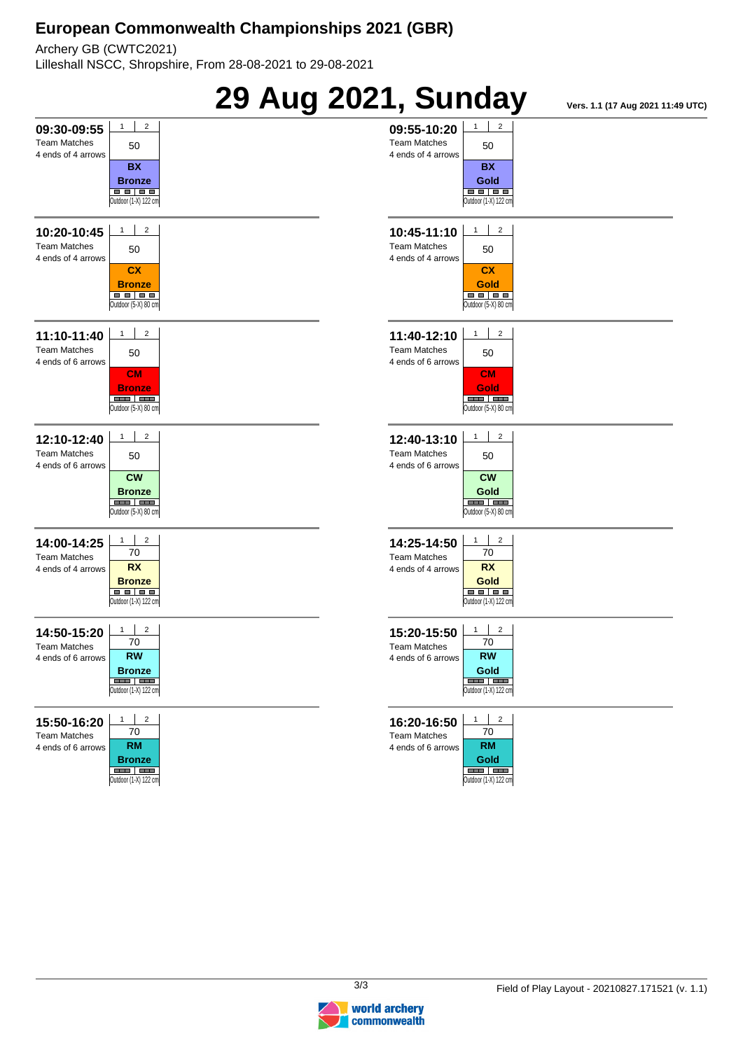# European Commonwealth Championships 2021 (GBR)

Archery GB (CWTC2021)
Lilleshall NSCC, Shropshire, From 28-08-2021 to 29-08-2021

## 29 Aug 2021, Sunday

Vers. 1.1 (17 Aug 2021 11:49 UTC)

| Time | Event | Format | Targets | Distance | Division | Phase | Target face |
|---|---|---|---|---|---|---|---|
| 09:30-09:55 | Team Matches | 4 ends of 4 arrows | 1, 2 | 50 | BX | Bronze | Outdoor (1-X) 122 cm |
| 09:55-10:20 | Team Matches | 4 ends of 4 arrows | 1, 2 | 50 | BX | Gold | Outdoor (1-X) 122 cm |
| 10:20-10:45 | Team Matches | 4 ends of 4 arrows | 1, 2 | 50 | CX | Bronze | Outdoor (5-X) 80 cm |
| 10:45-11:10 | Team Matches | 4 ends of 4 arrows | 1, 2 | 50 | CX | Gold | Outdoor (5-X) 80 cm |
| 11:10-11:40 | Team Matches | 4 ends of 6 arrows | 1, 2 | 50 | CM | Bronze | Outdoor (5-X) 80 cm |
| 11:40-12:10 | Team Matches | 4 ends of 6 arrows | 1, 2 | 50 | CM | Gold | Outdoor (5-X) 80 cm |
| 12:10-12:40 | Team Matches | 4 ends of 6 arrows | 1, 2 | 50 | CW | Bronze | Outdoor (5-X) 80 cm |
| 12:40-13:10 | Team Matches | 4 ends of 6 arrows | 1, 2 | 50 | CW | Gold | Outdoor (5-X) 80 cm |
| 14:00-14:25 | Team Matches | 4 ends of 4 arrows | 1, 2 | 70 | RX | Bronze | Outdoor (1-X) 122 cm |
| 14:25-14:50 | Team Matches | 4 ends of 4 arrows | 1, 2 | 70 | RX | Gold | Outdoor (1-X) 122 cm |
| 14:50-15:20 | Team Matches | 4 ends of 6 arrows | 1, 2 | 70 | RW | Bronze | Outdoor (1-X) 122 cm |
| 15:20-15:50 | Team Matches | 4 ends of 6 arrows | 1, 2 | 70 | RW | Gold | Outdoor (1-X) 122 cm |
| 15:50-16:20 | Team Matches | 4 ends of 6 arrows | 1, 2 | 70 | RM | Bronze | Outdoor (1-X) 122 cm |
| 16:20-16:50 | Team Matches | 4 ends of 6 arrows | 1, 2 | 70 | RM | Gold | Outdoor (1-X) 122 cm |

Field of Play Layout - 20210827.171521 (v. 1.1)

world archery commonwealth